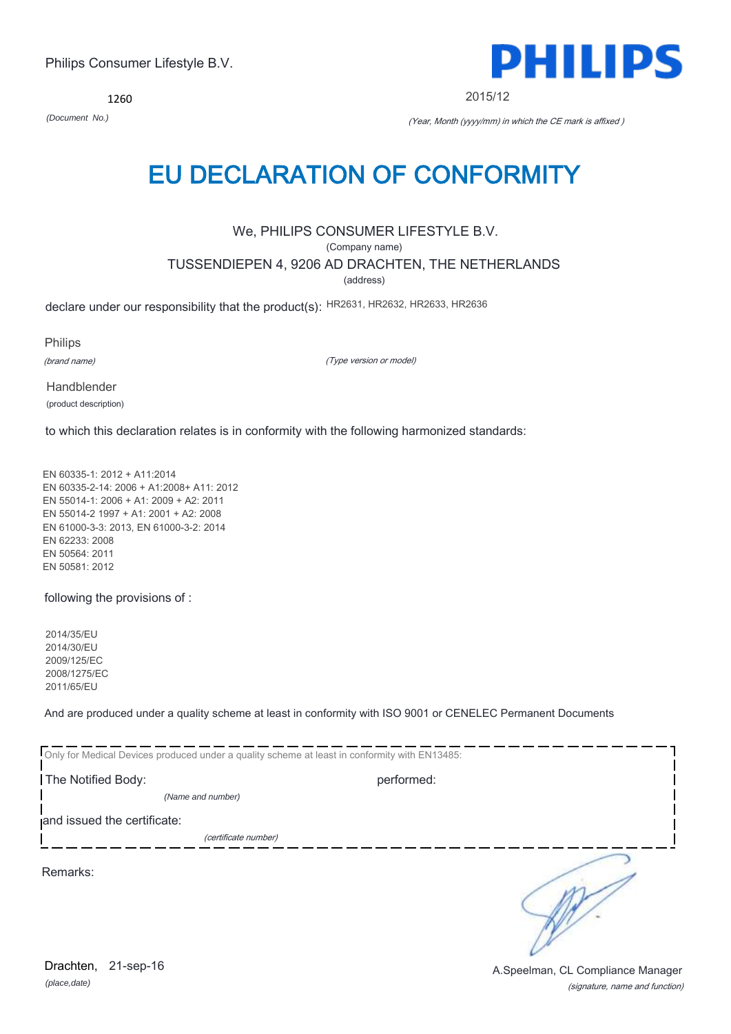Philips Consumer Lifestyle B.V.

PHILIPS

1260

*(Document No.)*

2015/12

*(Year, Month (yyyy/mm) in which the CE mark is affixed )*

# EU DECLARATION OF CONFORMITY

We, PHILIPS CONSUMER LIFESTYLE B.V.

(Company name)

TUSSENDIEPEN 4, 9206 AD DRACHTEN, THE NETHERLANDS

(address)

declare under our responsibility that the product(s): HR2631, HR2632, HR2633, HR2636

Philips

*(brand name)*

*(Type version or model)*

Handblender

(product description)

to which this declaration relates is in conformity with the following harmonized standards:

EN 60335-1: 2012 + A11:2014
EN 60335-2-14: 2006 + A1:2008+ A11: 2012
EN 55014-1: 2006 + A1: 2009 + A2: 2011
EN 55014-2 1997 + A1: 2001 + A2: 2008
EN 61000-3-3: 2013, EN 61000-3-2: 2014
EN 62233: 2008
EN 50564: 2011
EN 50581: 2012

following the provisions of :

2014/35/EU
2014/30/EU
2009/125/EC
2008/1275/EC
2011/65/EU

And are produced under a quality scheme at least in conformity with ISO 9001 or CENELEC Permanent Documents

Only for Medical Devices produced under a quality scheme at least in conformity with EN13485:

The Notified Body: performed:

*(Name and number)*

and issued the certificate:

*(certificate number)*

Remarks:

Drachten, 21-sep-16

*(place,date)*

A.Speelman, CL Compliance Manager

*(signature, name and function)*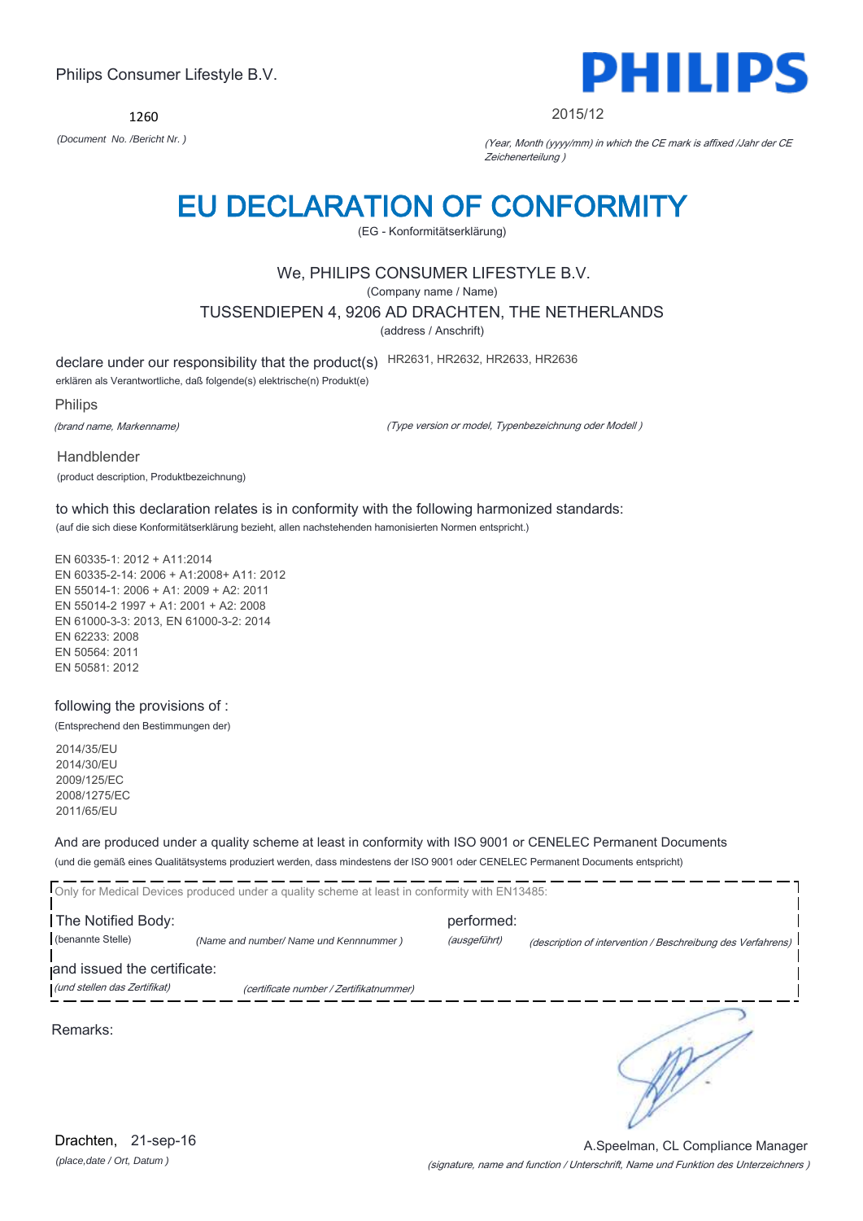Philips Consumer Lifestyle B.V.

**PHILIPS**

1260

*(Document No. /Bericht Nr. )*

2015/12

*(Year, Month (yyyy/mm) in which the CE mark is affixed /Jahr der CE Zeichenerteilung )*

# EU DECLARATION OF CONFORMITY

(EG - Konformitätserklärung)

We, PHILIPS CONSUMER LIFESTYLE B.V.

(Company name / Name)

TUSSENDIEPEN 4, 9206 AD DRACHTEN, THE NETHERLANDS

(address / Anschrift)

declare under our responsibility that the product(s) HR2631, HR2632, HR2633, HR2636

erklären als Verantwortliche, daß folgende(s) elektrische(n) Produkt(e)

Philips

*(brand name, Markenname)*

*(Type version or model, Typenbezeichnung oder Modell )*

Handblender

(product description, Produktbezeichnung)

to which this declaration relates is in conformity with the following harmonized standards:

(auf die sich diese Konformitätserklärung bezieht, allen nachstehenden hamonisierten Normen entspricht.)

EN 60335-1: 2012 + A11:2014
EN 60335-2-14: 2006 + A1:2008+ A11: 2012
EN 55014-1: 2006 + A1: 2009 + A2: 2011
EN 55014-2 1997 + A1: 2001 + A2: 2008
EN 61000-3-3: 2013, EN 61000-3-2: 2014
EN 62233: 2008
EN 50564: 2011
EN 50581: 2012

following the provisions of :

(Entsprechend den Bestimmungen der)

2014/35/EU
2014/30/EU
2009/125/EC
2008/1275/EC
2011/65/EU

And are produced under a quality scheme at least in conformity with ISO 9001 or CENELEC Permanent Documents

(und die gemäß eines Qualitätsystems produziert werden, dass mindestens der ISO 9001 oder CENELEC Permanent Documents entspricht)

Only for Medical Devices produced under a quality scheme at least in conformity with EN13485:

The Notified Body: *(benannte Stelle)* *(Name and number/ Name und Kennnummer )*

performed: *(ausgeführt)* *(description of intervention / Beschreibung des Verfahrens)*

and issued the certificate: *(und stellen das Zertifikat)* *(certificate number / Zertifikatnummer)*

Remarks:

Drachten, 21-sep-16

*(place,date / Ort, Datum )*

A.Speelman, CL Compliance Manager

*(signature, name and function / Unterschrift, Name und Funktion des Unterzeichners )*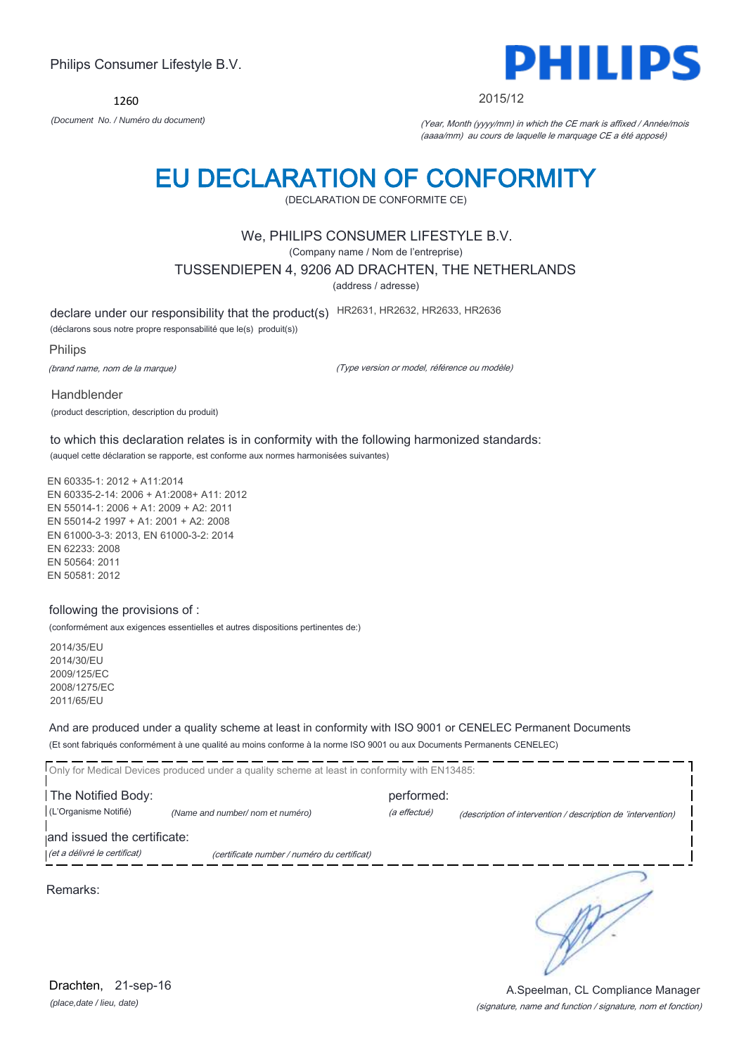Philips Consumer Lifestyle B.V.

**PHILIPS**

1260

*(Document No. / Numéro du document)*

2015/12

*(Year, Month (yyyy/mm) in which the CE mark is affixed / Année/mois (aaaa/mm) au cours de laquelle le marquage CE a été apposé)*

# EU DECLARATION OF CONFORMITY

(DECLARATION DE CONFORMITE CE)

We, PHILIPS CONSUMER LIFESTYLE B.V.

(Company name / Nom de l'entreprise)

TUSSENDIEPEN 4, 9206 AD DRACHTEN, THE NETHERLANDS

(address / adresse)

declare under our responsibility that the product(s) HR2631, HR2632, HR2633, HR2636

(déclarons sous notre propre responsabilité que le(s) produit(s))

Philips

*(brand name, nom de la marque)*

*(Type version or model, référence ou modèle)*

Handblender

(product description, description du produit)

to which this declaration relates is in conformity with the following harmonized standards:

(auquel cette déclaration se rapporte, est conforme aux normes harmonisées suivantes)

EN 60335-1: 2012 + A11:2014
EN 60335-2-14: 2006 + A1:2008+ A11: 2012
EN 55014-1: 2006 + A1: 2009 + A2: 2011
EN 55014-2 1997 + A1: 2001 + A2: 2008
EN 61000-3-3: 2013, EN 61000-3-2: 2014
EN 62233: 2008
EN 50564: 2011
EN 50581: 2012

following the provisions of :

(conformément aux exigences essentielles et autres dispositions pertinentes de:)

2014/35/EU
2014/30/EU
2009/125/EC
2008/1275/EC
2011/65/EU

And are produced under a quality scheme at least in conformity with ISO 9001 or CENELEC Permanent Documents

(Et sont fabriqués conformément à une qualité au moins conforme à la norme ISO 9001 ou aux Documents Permanents CENELEC)

Only for Medical Devices produced under a quality scheme at least in conformity with EN13485:

The Notified Body: performed:

(L'Organisme Notifié) *(Name and number/ nom et numéro)* *(a effectué)* *(description of intervention / description de 'intervention)*

and issued the certificate:

*(et a délivré le certificat)* *(certificate number / numéro du certificat)*

Remarks:

Drachten, 21-sep-16

*(place,date / lieu, date)*

A.Speelman, CL Compliance Manager

*(signature, name and function / signature, nom et fonction)*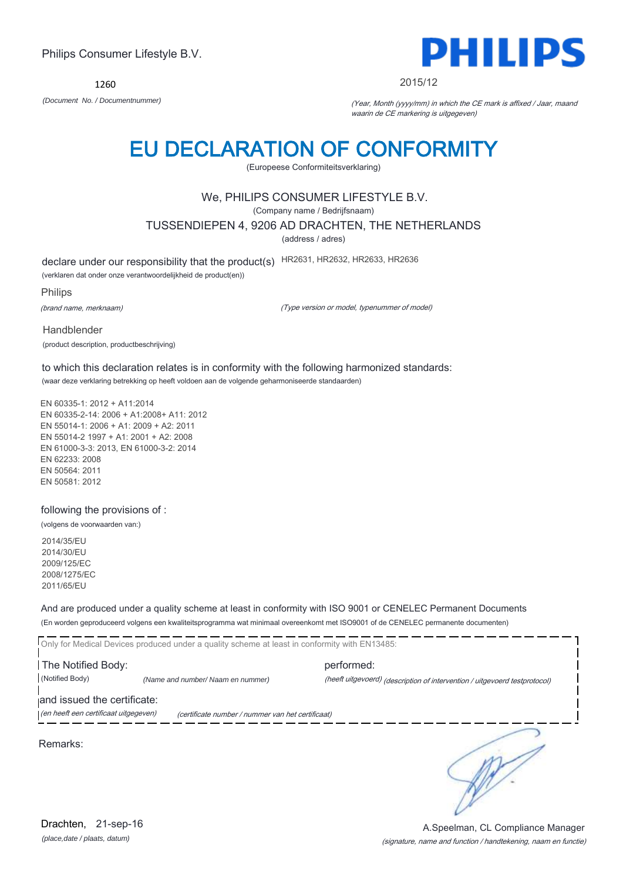Philips Consumer Lifestyle B.V.

**PHILIPS**

1260

*(Document No. / Documentnummer)*

2015/12

*(Year, Month (yyyy/mm) in which the CE mark is affixed / Jaar, maand waarin de CE markering is uitgegeven)*

# EU DECLARATION OF CONFORMITY

(Europeese Conformiteitsverklaring)

We, PHILIPS CONSUMER LIFESTYLE B.V.

(Company name / Bedrijfsnaam)

TUSSENDIEPEN 4, 9206 AD DRACHTEN, THE NETHERLANDS

(address / adres)

declare under our responsibility that the product(s) HR2631, HR2632, HR2633, HR2636

(verklaren dat onder onze verantwoordelijkheid de product(en))

Philips

*(brand name, merknaam)*

*(Type version or model, typenummer of model)*

Handblender

(product description, productbeschrijving)

to which this declaration relates is in conformity with the following harmonized standards:

(waar deze verklaring betrekking op heeft voldoen aan de volgende geharmoniseerde standaarden)

EN 60335-1: 2012 + A11:2014
EN 60335-2-14: 2006 + A1:2008+ A11: 2012
EN 55014-1: 2006 + A1: 2009 + A2: 2011
EN 55014-2 1997 + A1: 2001 + A2: 2008
EN 61000-3-3: 2013, EN 61000-3-2: 2014
EN 62233: 2008
EN 50564: 2011
EN 50581: 2012

following the provisions of :

(volgens de voorwaarden van:)

2014/35/EU
2014/30/EU
2009/125/EC
2008/1275/EC
2011/65/EU

And are produced under a quality scheme at least in conformity with ISO 9001 or CENELEC Permanent Documents

(En worden geproduceerd volgens een kwaliteitsprogramma wat minimaal overeenkomt met ISO9001 of de CENELEC permanente documenten)

Only for Medical Devices produced under a quality scheme at least in conformity with EN13485:

The Notified Body: performed:

(Notified Body) *(Name and number/ Naam en nummer)* *(heeft uitgevoerd) (description of intervention / uitgevoerd testprotocol)*

and issued the certificate:

*(en heeft een certificaat uitgegeven)* *(certificate number / nummer van het certificaat)*

Remarks:

Drachten, 21-sep-16

*(place,date / plaats, datum)*

A.Speelman, CL Compliance Manager

*(signature, name and function / handtekening, naam en functie)*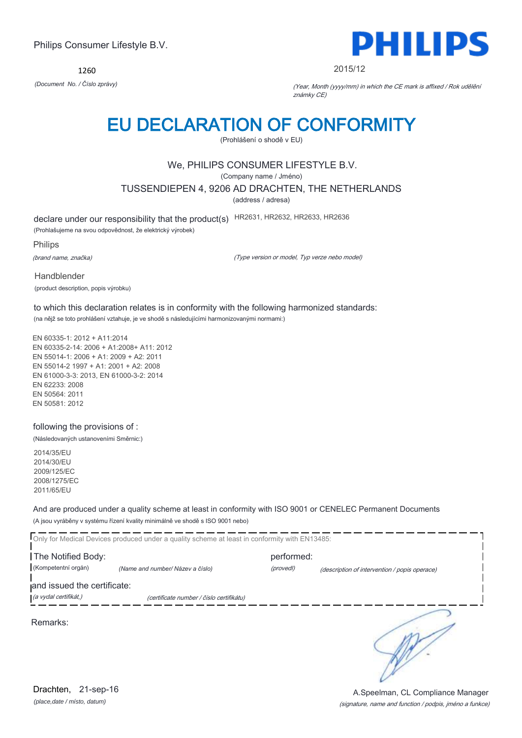Philips Consumer Lifestyle B.V.

**PHILIPS**

1260

*(Document No. / Číslo zprávy)*

2015/12

*(Year, Month (yyyy/mm) in which the CE mark is affixed / Rok udělění známky CE)*

# EU DECLARATION OF CONFORMITY

(Prohlášení o shodě v EU)

We, PHILIPS CONSUMER LIFESTYLE B.V.

(Company name / Jméno)

TUSSENDIEPEN 4, 9206 AD DRACHTEN, THE NETHERLANDS

(address / adresa)

declare under our responsibility that the product(s) HR2631, HR2632, HR2633, HR2636

(Prohlašujeme na svou odpovědnost, že elektrický výrobek)

Philips

*(brand name, značka)*

*(Type version or model, Typ verze nebo model)*

Handblender

(product description, popis výrobku)

to which this declaration relates is in conformity with the following harmonized standards:

(na nějž se toto prohlášení vztahuje, je ve shodě s následujícími harmonizovanými normami:)

EN 60335-1: 2012 + A11:2014
EN 60335-2-14: 2006 + A1:2008+ A11: 2012
EN 55014-1: 2006 + A1: 2009 + A2: 2011
EN 55014-2 1997 + A1: 2001 + A2: 2008
EN 61000-3-3: 2013, EN 61000-3-2: 2014
EN 62233: 2008
EN 50564: 2011
EN 50581: 2012

following the provisions of :

(Následovaných ustanoveními Směrnic:)

2014/35/EU
2014/30/EU
2009/125/EC
2008/1275/EC
2011/65/EU

And are produced under a quality scheme at least in conformity with ISO 9001 or CENELEC Permanent Documents

(A jsou vyráběny v systému řízení kvality minimálně ve shodě s ISO 9001 nebo)

Only for Medical Devices produced under a quality scheme at least in conformity with EN13485:

The Notified Body: performed:

(Kompetentní orgán) *(Name and number/ Název a číslo)* *(provedl)* *(description of intervention / popis operace)*

and issued the certificate:

*(a vydal certifikát,)* *(certificate number / číslo certifikátu)*

Remarks:

Drachten, 21-sep-16

*(place,date / místo, datum)*

A.Speelman, CL Compliance Manager

*(signature, name and function / podpis, jméno a funkce)*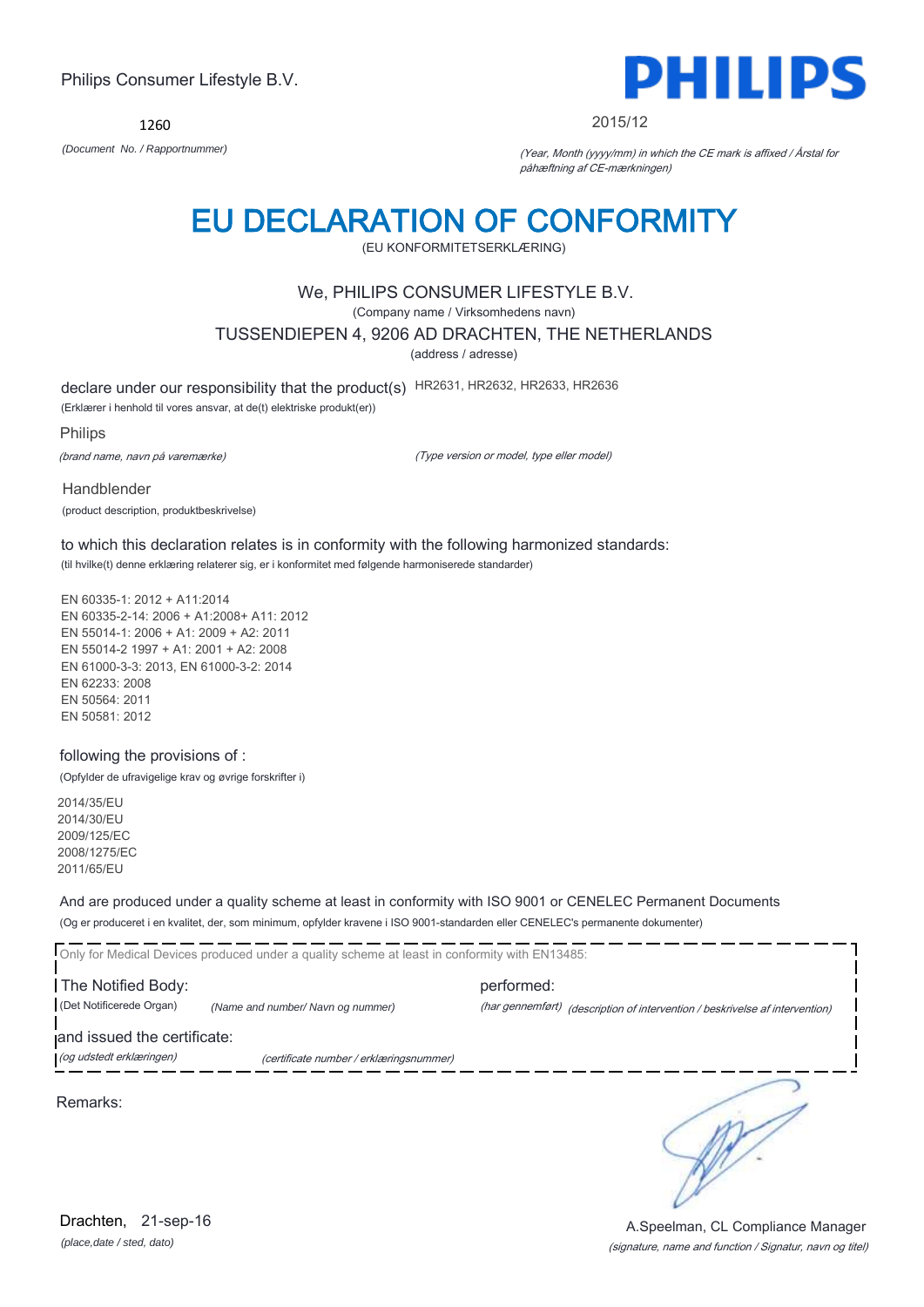Philips Consumer Lifestyle B.V.

1260

*(Document No. / Rapportnummer)*

**PHILIPS**

2015/12

*(Year, Month (yyyy/mm) in which the CE mark is affixed / Årstal for påhæftning af CE-mærkningen)*

# EU DECLARATION OF CONFORMITY

(EU KONFORMITETSERKLÆRING)

We, PHILIPS CONSUMER LIFESTYLE B.V.

(Company name / Virksomhedens navn)

TUSSENDIEPEN 4, 9206 AD DRACHTEN, THE NETHERLANDS

(address / adresse)

declare under our responsibility that the product(s) HR2631, HR2632, HR2633, HR2636

(Erklærer i henhold til vores ansvar, at de(t) elektriske produkt(er))

Philips

*(brand name, navn på varemærke)*

*(Type version or model, type eller model)*

Handblender

(product description, produktbeskrivelse)

to which this declaration relates is in conformity with the following harmonized standards:

(til hvilke(t) denne erklæring relaterer sig, er i konformitet med følgende harmoniserede standarder)

EN 60335-1: 2012 + A11:2014
EN 60335-2-14: 2006 + A1:2008+ A11: 2012
EN 55014-1: 2006 + A1: 2009 + A2: 2011
EN 55014-2 1997 + A1: 2001 + A2: 2008
EN 61000-3-3: 2013, EN 61000-3-2: 2014
EN 62233: 2008
EN 50564: 2011
EN 50581: 2012

following the provisions of :

(Opfylder de ufravigelige krav og øvrige forskrifter i)

2014/35/EU
2014/30/EU
2009/125/EC
2008/1275/EC
2011/65/EU

And are produced under a quality scheme at least in conformity with ISO 9001 or CENELEC Permanent Documents

(Og er produceret i en kvalitet, der, som minimum, opfylder kravene i ISO 9001-standarden eller CENELEC's permanente dokumenter)

Only for Medical Devices produced under a quality scheme at least in conformity with EN13485:

The Notified Body: performed:

(Det Notificerede Organ) *(Name and number/ Navn og nummer)* *(har gennemført)* *(description of intervention / beskrivelse af intervention)*

and issued the certificate:

*(og udstedt erklæringen)* *(certificate number / erklæringsnummer)*

Remarks:

Drachten, 21-sep-16

*(place,date / sted, dato)*

A.Speelman, CL Compliance Manager

*(signature, name and function / Signatur, navn og titel)*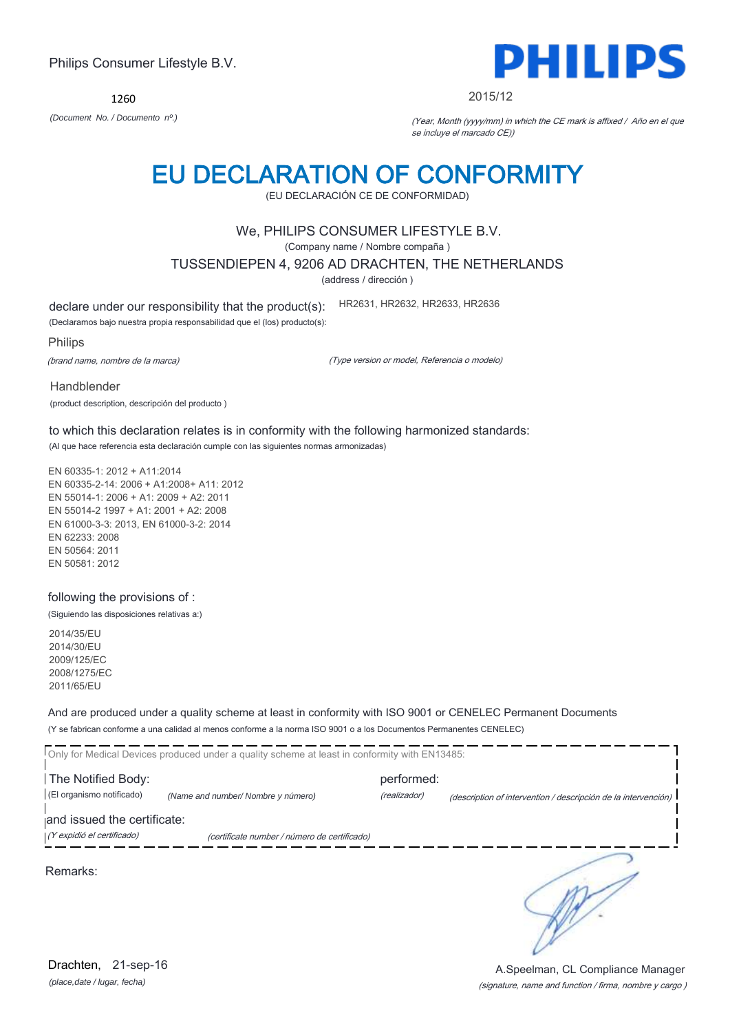Philips Consumer Lifestyle B.V.

PHILIPS

1260

*(Document No. / Documento nº.)*

2015/12

*(Year, Month (yyyy/mm) in which the CE mark is affixed / Año en el que se incluye el marcado CE))*

# EU DECLARATION OF CONFORMITY

(EU DECLARACIÓN CE DE CONFORMIDAD)

We, PHILIPS CONSUMER LIFESTYLE B.V.

(Company name / Nombre compaña )

TUSSENDIEPEN 4, 9206 AD DRACHTEN, THE NETHERLANDS

(address / dirección )

declare under our responsibility that the product(s): HR2631, HR2632, HR2633, HR2636

(Declaramos bajo nuestra propia responsabilidad que el (los) producto(s):

Philips

*(brand name, nombre de la marca)*

*(Type version or model, Referencia o modelo)*

Handblender

(product description, descripción del producto )

to which this declaration relates is in conformity with the following harmonized standards:

(Al que hace referencia esta declaración cumple con las siguientes normas armonizadas)

EN 60335-1: 2012 + A11:2014
EN 60335-2-14: 2006 + A1:2008+ A11: 2012
EN 55014-1: 2006 + A1: 2009 + A2: 2011
EN 55014-2 1997 + A1: 2001 + A2: 2008
EN 61000-3-3: 2013, EN 61000-3-2: 2014
EN 62233: 2008
EN 50564: 2011
EN 50581: 2012

following the provisions of :

(Siguiendo las disposiciones relativas a:)

2014/35/EU
2014/30/EU
2009/125/EC
2008/1275/EC
2011/65/EU

And are produced under a quality scheme at least in conformity with ISO 9001 or CENELEC Permanent Documents

(Y se fabrican conforme a una calidad al menos conforme a la norma ISO 9001 o a los Documentos Permanentes CENELEC)

Only for Medical Devices produced under a quality scheme at least in conformity with EN13485:

The Notified Body: performed:

(El organismo notificado) *(Name and number/ Nombre y número)* *(realizador)* *(description of intervention / descripción de la intervención)*

and issued the certificate:

*(Y expidió el certificado)* *(certificate number / número de certificado)*

Remarks:

Drachten, 21-sep-16

*(place,date / lugar, fecha)*

A.Speelman, CL Compliance Manager

*(signature, name and function / firma, nombre y cargo )*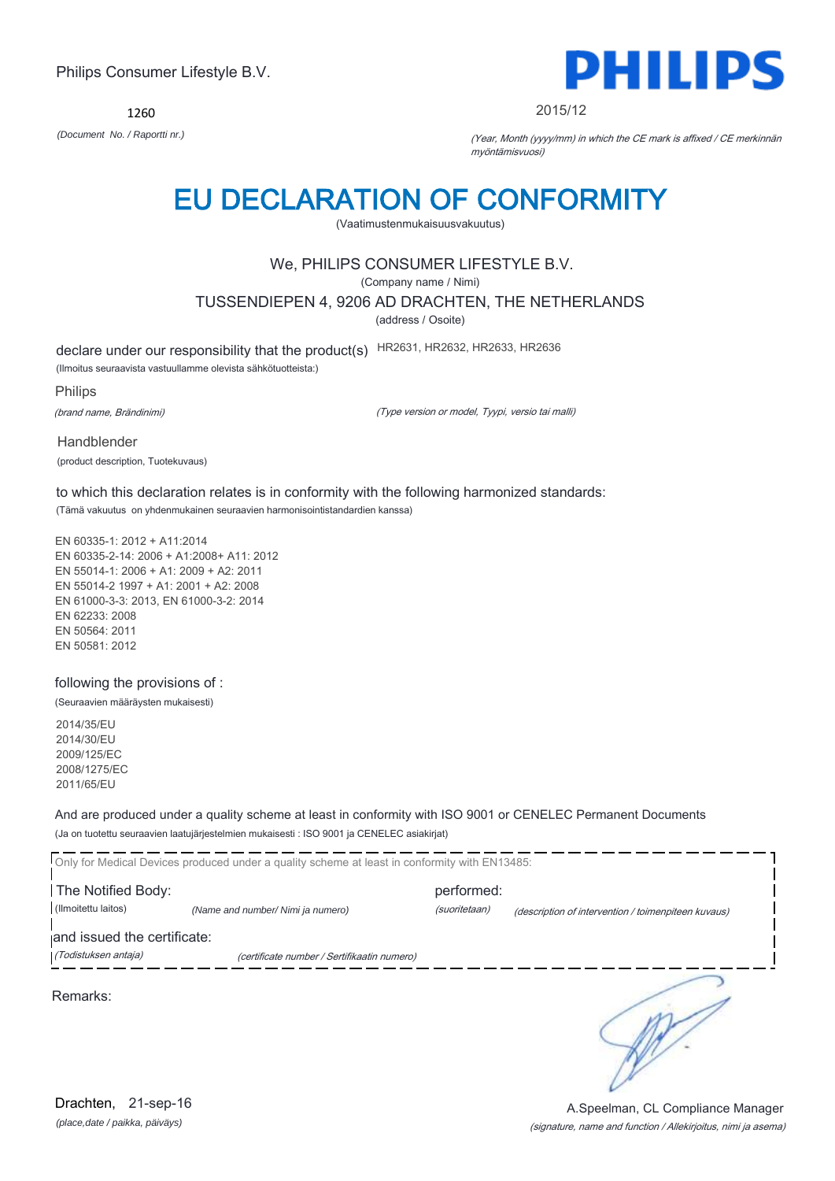Philips Consumer Lifestyle B.V.

1260

*(Document No. / Raportti nr.)*

2015/12

*(Year, Month (yyyy/mm) in which the CE mark is affixed / CE merkinnän myöntämisvuosi)*

# EU DECLARATION OF CONFORMITY

(Vaatimustenmukaisuusvakuutus)

We, PHILIPS CONSUMER LIFESTYLE B.V.

(Company name / Nimi)

TUSSENDIEPEN 4, 9206 AD DRACHTEN, THE NETHERLANDS

(address / Osoite)

declare under our responsibility that the product(s) HR2631, HR2632, HR2633, HR2636

(Ilmoitus seuraavista vastuullamme olevista sähkötuotteista:)

Philips

*(brand name, Brändinimi)*

*(Type version or model, Tyypi, versio tai malli)*

Handblender

(product description, Tuotekuvaus)

to which this declaration relates is in conformity with the following harmonized standards:

(Tämä vakuutus on yhdenmukainen seuraavien harmonisointistandardien kanssa)

EN 60335-1: 2012 + A11:2014
EN 60335-2-14: 2006 + A1:2008+ A11: 2012
EN 55014-1: 2006 + A1: 2009 + A2: 2011
EN 55014-2 1997 + A1: 2001 + A2: 2008
EN 61000-3-3: 2013, EN 61000-3-2: 2014
EN 62233: 2008
EN 50564: 2011
EN 50581: 2012

following the provisions of :

(Seuraavien määräysten mukaisesti)

2014/35/EU
2014/30/EU
2009/125/EC
2008/1275/EC
2011/65/EU

And are produced under a quality scheme at least in conformity with ISO 9001 or CENELEC Permanent Documents

(Ja on tuotettu seuraavien laatujärjestelmien mukaisesti : ISO 9001 ja CENELEC asiakirjat)

Only for Medical Devices produced under a quality scheme at least in conformity with EN13485:

The Notified Body: (Ilmoitettu laitos) *(Name and number/ Nimi ja numero)*

performed: *(suoritetaan)* *(description of intervention / toimenpiteen kuvaus)*

and issued the certificate: *(Todistuksen antaja)* *(certificate number / Sertifikaatin numero)*

Remarks:

Drachten, 21-sep-16

*(place,date / paikka, päiväys)*

A.Speelman, CL Compliance Manager

*(signature, name and function / Allekirjoitus, nimi ja asema)*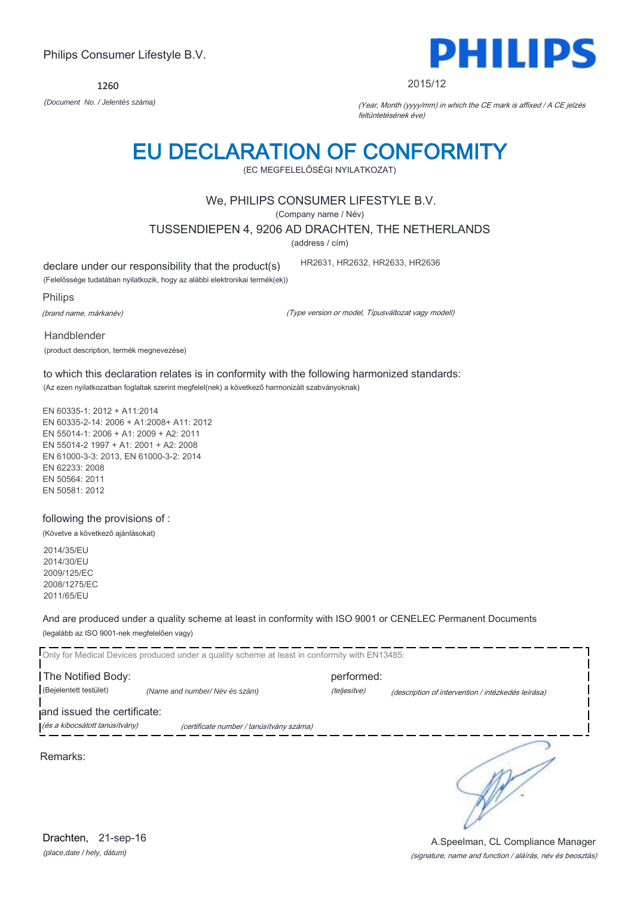Philips Consumer Lifestyle B.V.

1260

*(Document No. / Jelentés száma)*

2015/12

*(Year, Month (yyyy/mm) in which the CE mark is affixed / A CE jelzés feltüntetésének éve)*

# EU DECLARATION OF CONFORMITY

(EC MEGFELELŐSÉGI NYILATKOZAT)

We, PHILIPS CONSUMER LIFESTYLE B.V.

(Company name / Név)

TUSSENDIEPEN 4, 9206 AD DRACHTEN, THE NETHERLANDS

(address / cím)

declare under our responsibility that the product(s) HR2631, HR2632, HR2633, HR2636

(Felelőssége tudatában nyilatkozik, hogy az alábbi elektronikai termék(ek))

Philips

*(brand name, márkanév)*

*(Type version or model, Típusváltozat vagy modell)*

Handblender

(product description, termék megnevezése)

to which this declaration relates is in conformity with the following harmonized standards:

(Az ezen nyilatkozatban foglaltak szerint megfelel(nek) a következő harmonizált szabványoknak)

EN 60335-1: 2012 + A11:2014
EN 60335-2-14: 2006 + A1:2008+ A11: 2012
EN 55014-1: 2006 + A1: 2009 + A2: 2011
EN 55014-2 1997 + A1: 2001 + A2: 2008
EN 61000-3-3: 2013, EN 61000-3-2: 2014
EN 62233: 2008
EN 50564: 2011
EN 50581: 2012

following the provisions of :

(Követve a következő ajánlásokat)

2014/35/EU
2014/30/EU
2009/125/EC
2008/1275/EC
2011/65/EU

And are produced under a quality scheme at least in conformity with ISO 9001 or CENELEC Permanent Documents

(legalább az ISO 9001-nek megfelelően vagy)

Only for Medical Devices produced under a quality scheme at least in conformity with EN13485:

The Notified Body: performed:

(Bejelentett testület) *(Name and number/ Név és szám)* *(teljesítve)* *(description of intervention / intézkedés leírása)*

and issued the certificate:

*(és a kibocsátott tanúsítvány)* *(certificate number / tanúsítvány száma)*

Remarks:

Drachten, 21-sep-16

*(place,date / hely, dátum)*

A.Speelman, CL Compliance Manager

*(signature, name and function / aláírás, név és beosztás)*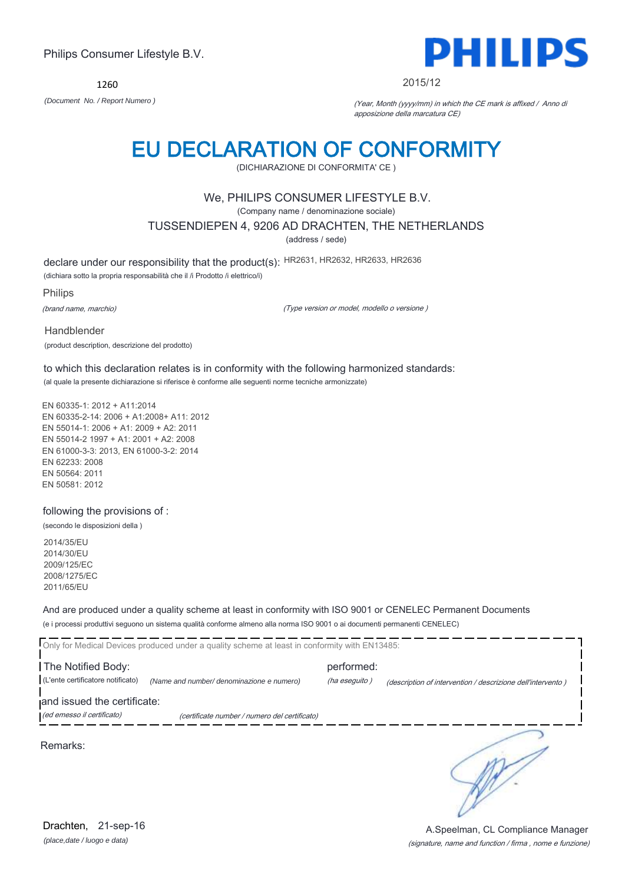Philips Consumer Lifestyle B.V.

1260

*(Document No. / Report Numero )*

**PHILIPS**

2015/12

*(Year, Month (yyyy/mm) in which the CE mark is affixed / Anno di apposizione della marcatura CE)*

# EU DECLARATION OF CONFORMITY

(DICHIARAZIONE DI CONFORMITA' CE )

We, PHILIPS CONSUMER LIFESTYLE B.V.

(Company name / denominazione sociale)

TUSSENDIEPEN 4, 9206 AD DRACHTEN, THE NETHERLANDS

(address / sede)

declare under our responsibility that the product(s): HR2631, HR2632, HR2633, HR2636

(dichiara sotto la propria responsabilità che il /i Prodotto /i elettrico/i)

Philips

*(brand name, marchio)*

*(Type version or model, modello o versione )*

Handblender

(product description, descrizione del prodotto)

to which this declaration relates is in conformity with the following harmonized standards:

(al quale la presente dichiarazione si riferisce è conforme alle seguenti norme tecniche armonizzate)

EN 60335-1: 2012 + A11:2014
EN 60335-2-14: 2006 + A1:2008+ A11: 2012
EN 55014-1: 2006 + A1: 2009 + A2: 2011
EN 55014-2 1997 + A1: 2001 + A2: 2008
EN 61000-3-3: 2013, EN 61000-3-2: 2014
EN 62233: 2008
EN 50564: 2011
EN 50581: 2012

following the provisions of :

(secondo le disposizioni della )

2014/35/EU
2014/30/EU
2009/125/EC
2008/1275/EC
2011/65/EU

And are produced under a quality scheme at least in conformity with ISO 9001 or CENELEC Permanent Documents

(e i processi produttivi seguono un sistema qualità conforme almeno alla norma ISO 9001 o ai documenti permanenti CENELEC)

Only for Medical Devices produced under a quality scheme at least in conformity with EN13485:

The Notified Body: performed:

(L'ente certificatore notificato) *(Name and number/ denominazione e numero)* *(ha eseguito )* *(description of intervention / descrizione dell'intervento )*

and issued the certificate:

*(ed emesso il certificato)* *(certificate number / numero del certificato)*

Remarks:

Drachten, 21-sep-16

*(place,date / luogo e data)*

A.Speelman, CL Compliance Manager

*(signature, name and function / firma , nome e funzione)*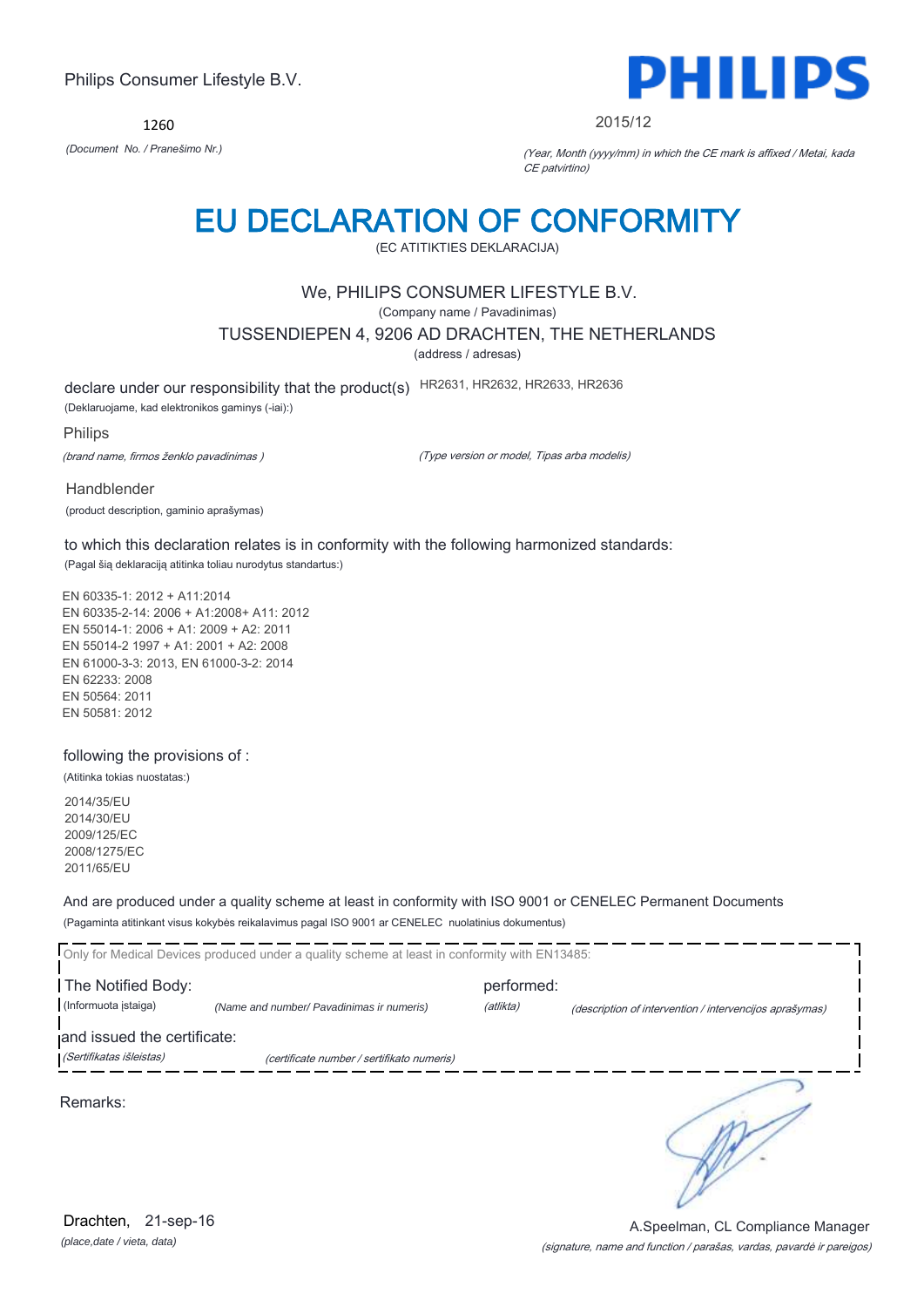Philips Consumer Lifestyle B.V.

**PHILIPS**

1260

*(Document No. / Pranešimo Nr.)*

2015/12

*(Year, Month (yyyy/mm) in which the CE mark is affixed / Metai, kada CE patvirtino)*

# EU DECLARATION OF CONFORMITY

(EC ATITIKTIES DEKLARACIJA)

We, PHILIPS CONSUMER LIFESTYLE B.V.

(Company name / Pavadinimas)

TUSSENDIEPEN 4, 9206 AD DRACHTEN, THE NETHERLANDS

(address / adresas)

declare under our responsibility that the product(s) HR2631, HR2632, HR2633, HR2636

(Deklaruojame, kad elektronikos gaminys (-iai):)

Philips

*(brand name, firmos ženklo pavadinimas )*

*(Type version or model, Tipas arba modelis)*

Handblender

(product description, gaminio aprašymas)

to which this declaration relates is in conformity with the following harmonized standards:

(Pagal šią deklaraciją atitinka toliau nurodytus standartus:)

EN 60335-1: 2012 + A11:2014
EN 60335-2-14: 2006 + A1:2008+ A11: 2012
EN 55014-1: 2006 + A1: 2009 + A2: 2011
EN 55014-2 1997 + A1: 2001 + A2: 2008
EN 61000-3-3: 2013, EN 61000-3-2: 2014
EN 62233: 2008
EN 50564: 2011
EN 50581: 2012

following the provisions of :

(Atitinka tokias nuostatas:)

2014/35/EU
2014/30/EU
2009/125/EC
2008/1275/EC
2011/65/EU

And are produced under a quality scheme at least in conformity with ISO 9001 or CENELEC Permanent Documents

(Pagaminta atitinkant visus kokybės reikalavimus pagal ISO 9001 ar CENELEC nuolatinius dokumentus)

Only for Medical Devices produced under a quality scheme at least in conformity with EN13485:

The Notified Body: performed:

(Informuota įstaiga) *(Name and number/ Pavadinimas ir numeris)* *(atlikta)* *(description of intervention / intervencijos aprašymas)*

and issued the certificate:

*(Sertifikatas išleistas)* *(certificate number / sertifikato numeris)*

Remarks:

Drachten, 21-sep-16

*(place,date / vieta, data)*

A.Speelman, CL Compliance Manager

*(signature, name and function / parašas, vardas, pavardė ir pareigos)*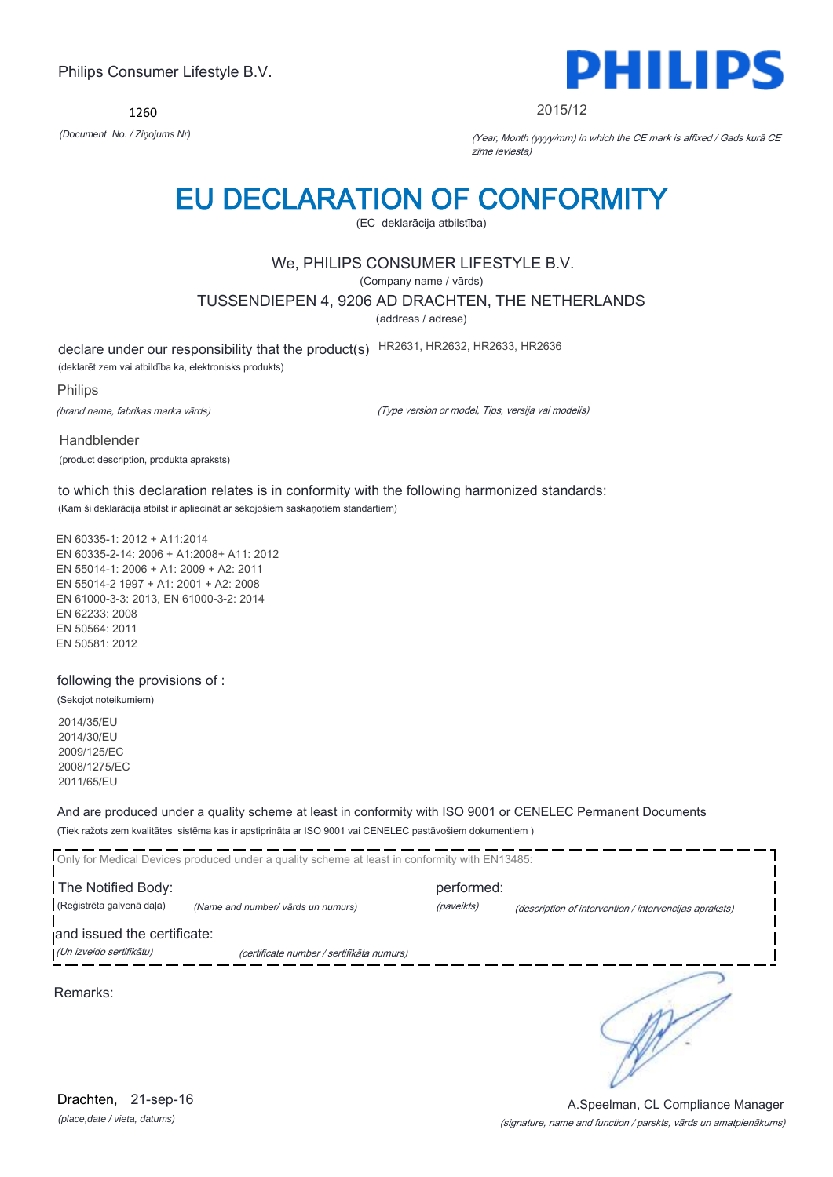Philips Consumer Lifestyle B.V.

**PHILIPS**

1260

*(Document No. / Ziņojums Nr)*

2015/12

*(Year, Month (yyyy/mm) in which the CE mark is affixed / Gads kurā CE zīme ieviesta)*

# EU DECLARATION OF CONFORMITY

(EC deklarācija atbilstība)

We, PHILIPS CONSUMER LIFESTYLE B.V.

(Company name / vārds)

TUSSENDIEPEN 4, 9206 AD DRACHTEN, THE NETHERLANDS

(address / adrese)

declare under our responsibility that the product(s) HR2631, HR2632, HR2633, HR2636

(deklarēt zem vai atbildība ka, elektronisks produkts)

Philips

*(brand name, fabrikas marka vārds)*

*(Type version or model, Tips, versija vai modelis)*

Handblender

(product description, produkta apraksts)

to which this declaration relates is in conformity with the following harmonized standards:

(Kam ši deklarācija atbilst ir apliecināt ar sekojošiem saskaņotiem standartiem)

EN 60335-1: 2012 + A11:2014
EN 60335-2-14: 2006 + A1:2008+ A11: 2012
EN 55014-1: 2006 + A1: 2009 + A2: 2011
EN 55014-2 1997 + A1: 2001 + A2: 2008
EN 61000-3-3: 2013, EN 61000-3-2: 2014
EN 62233: 2008
EN 50564: 2011
EN 50581: 2012

following the provisions of :

(Sekojot noteikumiem)

2014/35/EU
2014/30/EU
2009/125/EC
2008/1275/EC
2011/65/EU

And are produced under a quality scheme at least in conformity with ISO 9001 or CENELEC Permanent Documents

(Tiek ražots zem kvalitātes sistēma kas ir apstiprināta ar ISO 9001 vai CENELEC pastāvošiem dokumentiem )

Only for Medical Devices produced under a quality scheme at least in conformity with EN13485:

The Notified Body: performed:

(Reģistrēta galvenā daļa) *(Name and number/ vārds un numurs)* *(paveikts)* *(description of intervention / intervencijas apraksts)*

and issued the certificate:

*(Un izveido sertifikātu)* *(certificate number / sertifikāta numurs)*

Remarks:

Drachten, 21-sep-16

*(place,date / vieta, datums)*

A.Speelman, CL Compliance Manager

*(signature, name and function / parskts, vārds un amatpienākums)*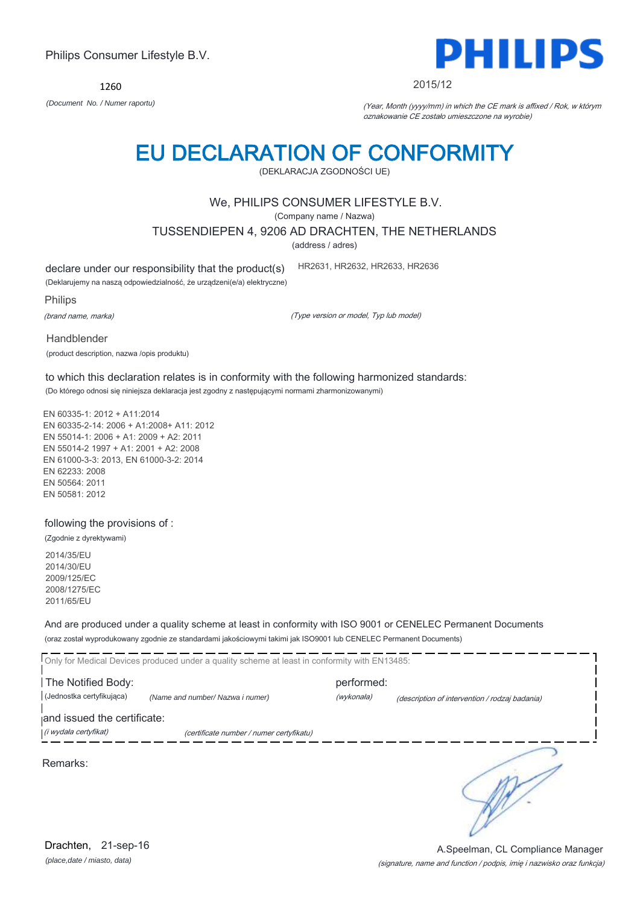Philips Consumer Lifestyle B.V.

1260

*(Document No. / Numer raportu)*

**PHILIPS**

2015/12

*(Year, Month (yyyy/mm) in which the CE mark is affixed / Rok, w którym oznakowanie CE zostało umieszczone na wyrobie)*

# EU DECLARATION OF CONFORMITY

(DEKLARACJA ZGODNOŚCI UE)

We, PHILIPS CONSUMER LIFESTYLE B.V.

(Company name / Nazwa)

TUSSENDIEPEN 4, 9206 AD DRACHTEN, THE NETHERLANDS

(address / adres)

declare under our responsibility that the product(s) HR2631, HR2632, HR2633, HR2636

(Deklarujemy na naszą odpowiedzialność, że urządzeni(e/a) elektryczne)

Philips

*(brand name, marka)* *(Type version or model, Typ lub model)*

Handblender

(product description, nazwa /opis produktu)

to which this declaration relates is in conformity with the following harmonized standards:

(Do którego odnosi się niniejsza deklaracja jest zgodny z następującymi normami zharmonizowanymi)

EN 60335-1: 2012 + A11:2014
EN 60335-2-14: 2006 + A1:2008+ A11: 2012
EN 55014-1: 2006 + A1: 2009 + A2: 2011
EN 55014-2 1997 + A1: 2001 + A2: 2008
EN 61000-3-3: 2013, EN 61000-3-2: 2014
EN 62233: 2008
EN 50564: 2011
EN 50581: 2012

following the provisions of :

(Zgodnie z dyrektywami)

2014/35/EU
2014/30/EU
2009/125/EC
2008/1275/EC
2011/65/EU

And are produced under a quality scheme at least in conformity with ISO 9001 or CENELEC Permanent Documents

(oraz został wyprodukowany zgodnie ze standardami jakościowymi takimi jak ISO9001 lub CENELEC Permanent Documents)

Only for Medical Devices produced under a quality scheme at least in conformity with EN13485:

The Notified Body: performed:

(Jednostka certyfikująca) *(Name and number/ Nazwa i numer)* *(wykonała)* *(description of intervention / rodzaj badania)*

and issued the certificate:

*(i wydała certyfikat)* *(certificate number / numer certyfikatu)*

Remarks:

Drachten, 21-sep-16

*(place,date / miasto, data)*

A.Speelman, CL Compliance Manager

*(signature, name and function / podpis, imię i nazwisko oraz funkcja)*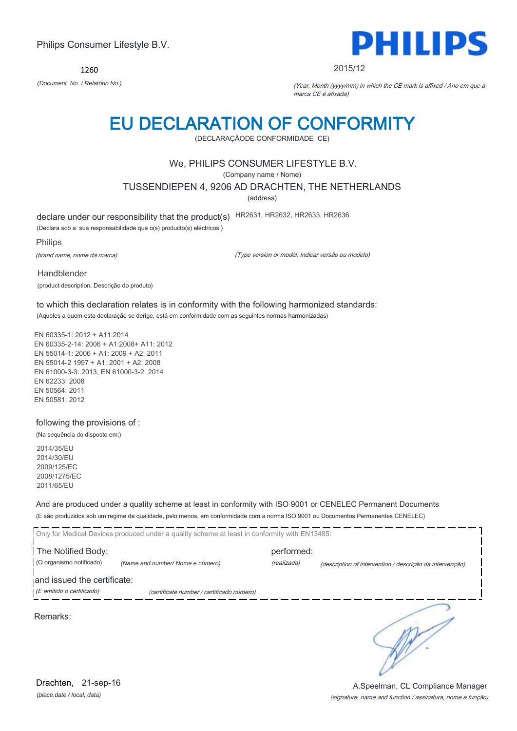Philips Consumer Lifestyle B.V.

PHILIPS

1260

*(Document No. / Relatório No.)*

2015/12

*(Year, Month (yyyy/mm) in which the CE mark is affixed / Ano em que a marca CE é afixada)*

# EU DECLARATION OF CONFORMITY

(DECLARAÇÃODE CONFORMIDADE CE)

We, PHILIPS CONSUMER LIFESTYLE B.V.

(Company name / Nome)

TUSSENDIEPEN 4, 9206 AD DRACHTEN, THE NETHERLANDS

(address)

declare under our responsibility that the product(s) HR2631, HR2632, HR2633, HR2636

(Declara sob a sua responsabilidade que o(s) producto(s) eléctricos )

Philips

*(brand name, nome da marca)*

*(Type version or model, Indicar versão ou modelo)*

Handblender

(product description, Descrição do produto)

to which this declaration relates is in conformity with the following harmonized standards:

(Aqueles a quem esta declaração se derige, está em conformidade com as seguintes normas harmonizadas)

EN 60335-1: 2012 + A11:2014
EN 60335-2-14: 2006 + A1:2008+ A11: 2012
EN 55014-1: 2006 + A1: 2009 + A2: 2011
EN 55014-2 1997 + A1: 2001 + A2: 2008
EN 61000-3-3: 2013, EN 61000-3-2: 2014
EN 62233: 2008
EN 50564: 2011
EN 50581: 2012

following the provisions of :

(Na sequência do disposto em:)

2014/35/EU
2014/30/EU
2009/125/EC
2008/1275/EC
2011/65/EU

And are produced under a quality scheme at least in conformity with ISO 9001 or CENELEC Permanent Documents

(E são produzidos sob um regime de qualidade, pelo menos, em conformidade com a norma ISO 9001 ou Documentos Permanentes CENELEC)

Only for Medical Devices produced under a quality scheme at least in conformity with EN13485:

The Notified Body: performed:

(O organismo notificado) *(Name and number/ Nome e número)* *(realizada)* *(description of intervention / descrição da intervenção)*

and issued the certificate:

*(E emitido o certificado)* *(certificate number / certificado número)*

Remarks:

Drachten, 21-sep-16

*(place,date / local, data)*

A.Speelman, CL Compliance Manager

*(signature, name and function / assinatura, nome e função)*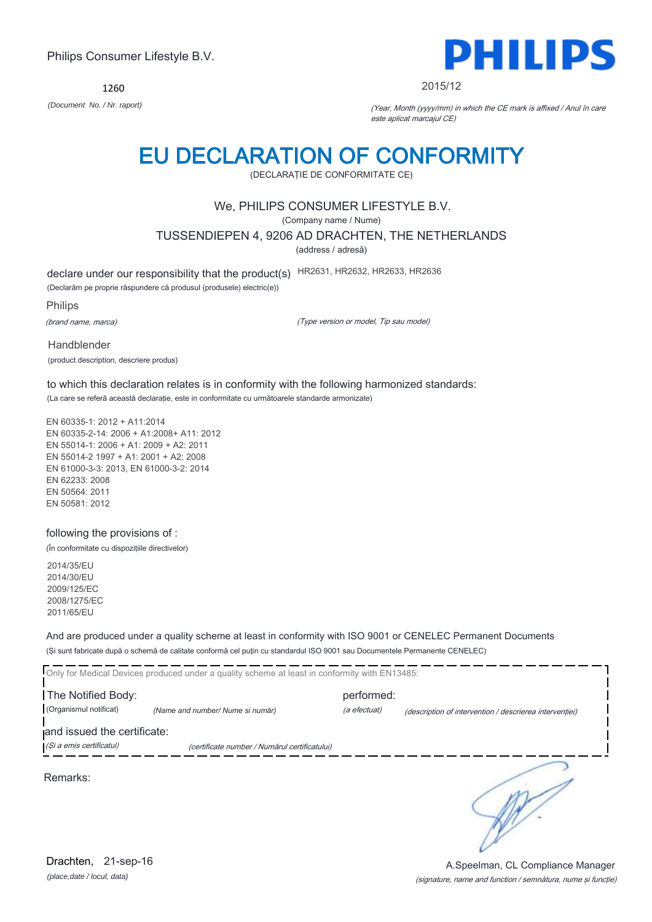Philips Consumer Lifestyle B.V.

**PHILIPS**

1260

*(Document No. / Nr. raport)*

2015/12

*(Year, Month (yyyy/mm) in which the CE mark is affixed / Anul în care este aplicat marcajul CE)*

# EU DECLARATION OF CONFORMITY

(DECLARAȚIE DE CONFORMITATE CE)

We, PHILIPS CONSUMER LIFESTYLE B.V.

(Company name / Nume)

TUSSENDIEPEN 4, 9206 AD DRACHTEN, THE NETHERLANDS

(address / adresă)

declare under our responsibility that the product(s) HR2631, HR2632, HR2633, HR2636

(Declarăm pe proprie răspundere că produsul (produsele) electric(e))

Philips

*(brand name, marca)*

*(Type version or model, Tip sau model)*

Handblender

(product description, descriere produs)

to which this declaration relates is in conformity with the following harmonized standards:

(La care se referă această declarație, este in conformitate cu următoarele standarde armonizate)

EN 60335-1: 2012 + A11:2014
EN 60335-2-14: 2006 + A1:2008+ A11: 2012
EN 55014-1: 2006 + A1: 2009 + A2: 2011
EN 55014-2 1997 + A1: 2001 + A2: 2008
EN 61000-3-3: 2013, EN 61000-3-2: 2014
EN 62233: 2008
EN 50564: 2011
EN 50581: 2012

following the provisions of :

(În conformitate cu dispozițiile directivelor)

2014/35/EU
2014/30/EU
2009/125/EC
2008/1275/EC
2011/65/EU

And are produced under a quality scheme at least in conformity with ISO 9001 or CENELEC Permanent Documents

(Și sunt fabricate după o schemă de calitate conformă cel puțin cu standardul ISO 9001 sau Documentele Permanente CENELEC)

Only for Medical Devices produced under a quality scheme at least in conformity with EN13485:

The Notified Body: (Organismul notificat) *(Name and number/ Nume si număr)* performed: *(a efectuat)* *(description of intervention / descrierea intervenției)*

and issued the certificate: *(Și a emis certificatul)* *(certificate number / Numărul certificatului)*

Remarks:

Drachten, 21-sep-16

*(place,date / locul, data)*

A.Speelman, CL Compliance Manager

*(signature, name and function / semnătura, nume și funcție)*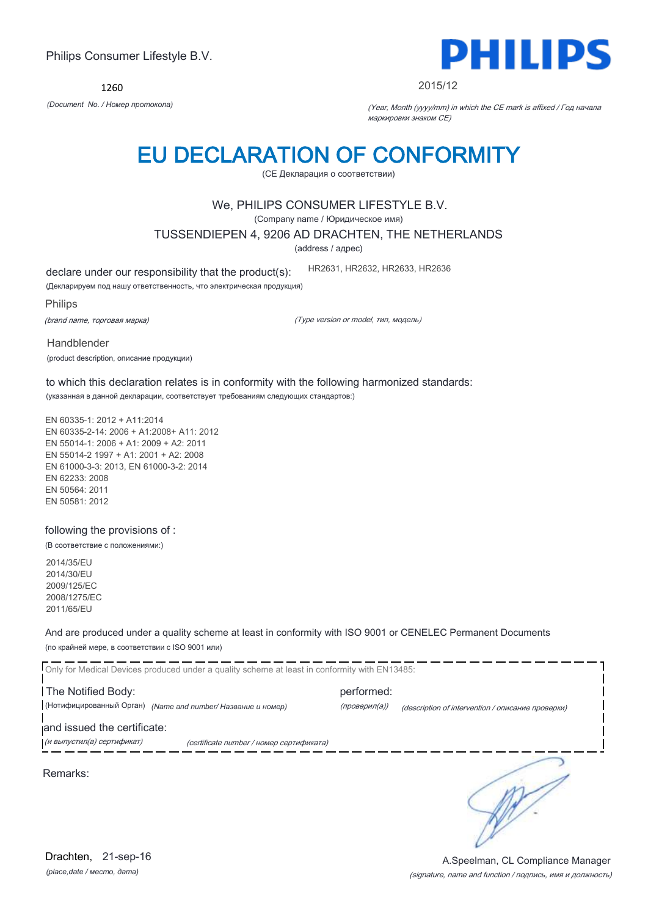Philips Consumer Lifestyle B.V.

PHILIPS

1260

*(Document No. / Номер протокола)*

2015/12

*(Year, Month (yyyy/mm) in which the CE mark is affixed / Год начала маркировки знаком CE)*

# EU DECLARATION OF CONFORMITY

(CE Декларация о соответствии)

We, PHILIPS CONSUMER LIFESTYLE B.V.

(Company name / Юридическое имя)

TUSSENDIEPEN 4, 9206 AD DRACHTEN, THE NETHERLANDS

(address / адрес)

declare under our responsibility that the product(s): HR2631, HR2632, HR2633, HR2636

(Декларируем под нашу ответственность, что электрическая продукция)

Philips

*(brand name, торговая марка)* *(Type version or model, тип, модель)*

Handblender

(product description, описание продукции)

to which this declaration relates is in conformity with the following harmonized standards:

(указанная в данной декларации, соответствует требованиям следующих стандартов:)

EN 60335-1: 2012 + A11:2014
EN 60335-2-14: 2006 + A1:2008+ A11: 2012
EN 55014-1: 2006 + A1: 2009 + A2: 2011
EN 55014-2 1997 + A1: 2001 + A2: 2008
EN 61000-3-3: 2013, EN 61000-3-2: 2014
EN 62233: 2008
EN 50564: 2011
EN 50581: 2012

following the provisions of :

(В соответствие с положениями:)

2014/35/EU
2014/30/EU
2009/125/EC
2008/1275/EC
2011/65/EU

And are produced under a quality scheme at least in conformity with ISO 9001 or CENELEC Permanent Documents

(по крайней мере, в соответствии с ISO 9001 или)

Only for Medical Devices produced under a quality scheme at least in conformity with EN13485:

The Notified Body: performed:

(Нотифицированный Орган) *(Name and number/ Название и номер)* *(проверил(а))* *(description of intervention / описание проверки)*

and issued the certificate:

*(и выпустил(а) сертификат)* *(certificate number / номер сертификата)*

Remarks:

Drachten, 21-sep-16

*(place,date / место, дата)*

A.Speelman, CL Compliance Manager

*(signature, name and function / подпись, имя и должность)*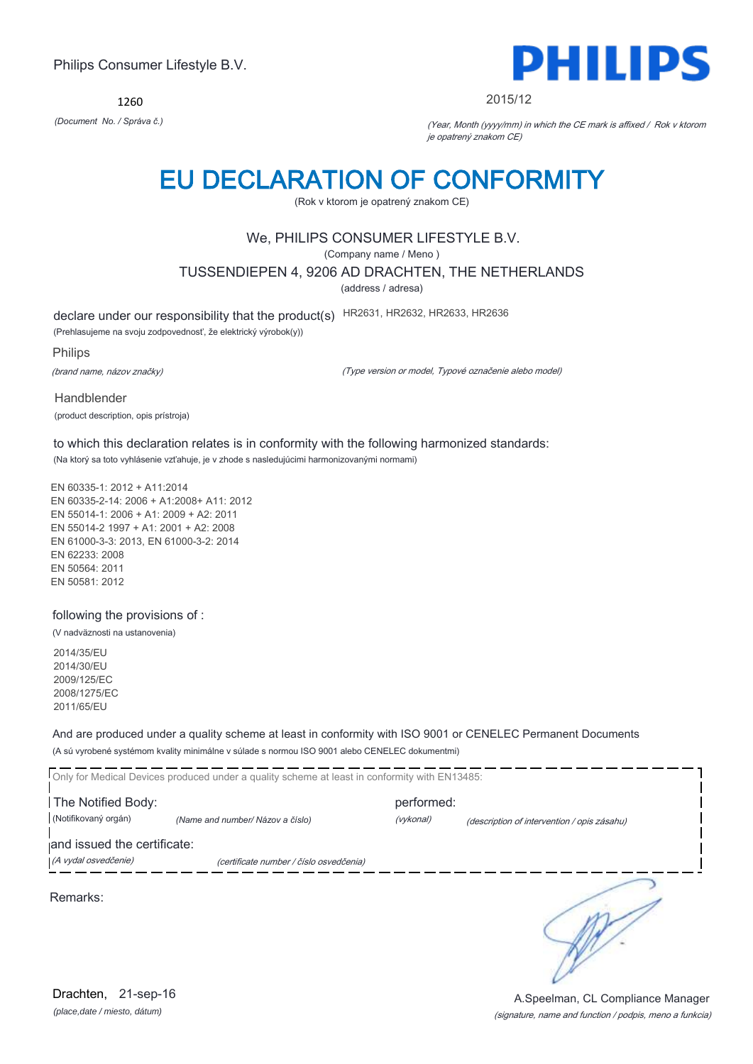Philips Consumer Lifestyle B.V.

1260

*(Document No. / Správa č.)*

PHILIPS

2015/12

*(Year, Month (yyyy/mm) in which the CE mark is affixed / Rok v ktorom je opatrený znakom CE)*

# EU DECLARATION OF CONFORMITY

(Rok v ktorom je opatrený znakom CE)

We, PHILIPS CONSUMER LIFESTYLE B.V.

(Company name / Meno )

TUSSENDIEPEN 4, 9206 AD DRACHTEN, THE NETHERLANDS

(address / adresa)

declare under our responsibility that the product(s) HR2631, HR2632, HR2633, HR2636

(Prehlasujeme na svoju zodpovednosť, že elektrický výrobok(y))

Philips

*(brand name, názov značky)*

*(Type version or model, Typové označenie alebo model)*

Handblender

(product description, opis prístroja)

to which this declaration relates is in conformity with the following harmonized standards:

(Na ktorý sa toto vyhlásenie vzťahuje, je v zhode s nasledujúcimi harmonizovanými normami)

EN 60335-1: 2012 + A11:2014
EN 60335-2-14: 2006 + A1:2008+ A11: 2012
EN 55014-1: 2006 + A1: 2009 + A2: 2011
EN 55014-2 1997 + A1: 2001 + A2: 2008
EN 61000-3-3: 2013, EN 61000-3-2: 2014
EN 62233: 2008
EN 50564: 2011
EN 50581: 2012

following the provisions of :

(V nadväznosti na ustanovenia)

2014/35/EU
2014/30/EU
2009/125/EC
2008/1275/EC
2011/65/EU

And are produced under a quality scheme at least in conformity with ISO 9001 or CENELEC Permanent Documents

(A sú vyrobené systémom kvality minimálne v súlade s normou ISO 9001 alebo CENELEC dokumentmi)

Only for Medical Devices produced under a quality scheme at least in conformity with EN13485:

The Notified Body: performed:

(Notifikovaný orgán) *(Name and number/ Názov a číslo)* *(vykonal)* *(description of intervention / opis zásahu)*

and issued the certificate:

*(A vydal osvedčenie)* *(certificate number / číslo osvedčenia)*

Remarks:

Drachten, 21-sep-16

*(place,date / miesto, dátum)*

A.Speelman, CL Compliance Manager

*(signature, name and function / podpis, meno a funkcia)*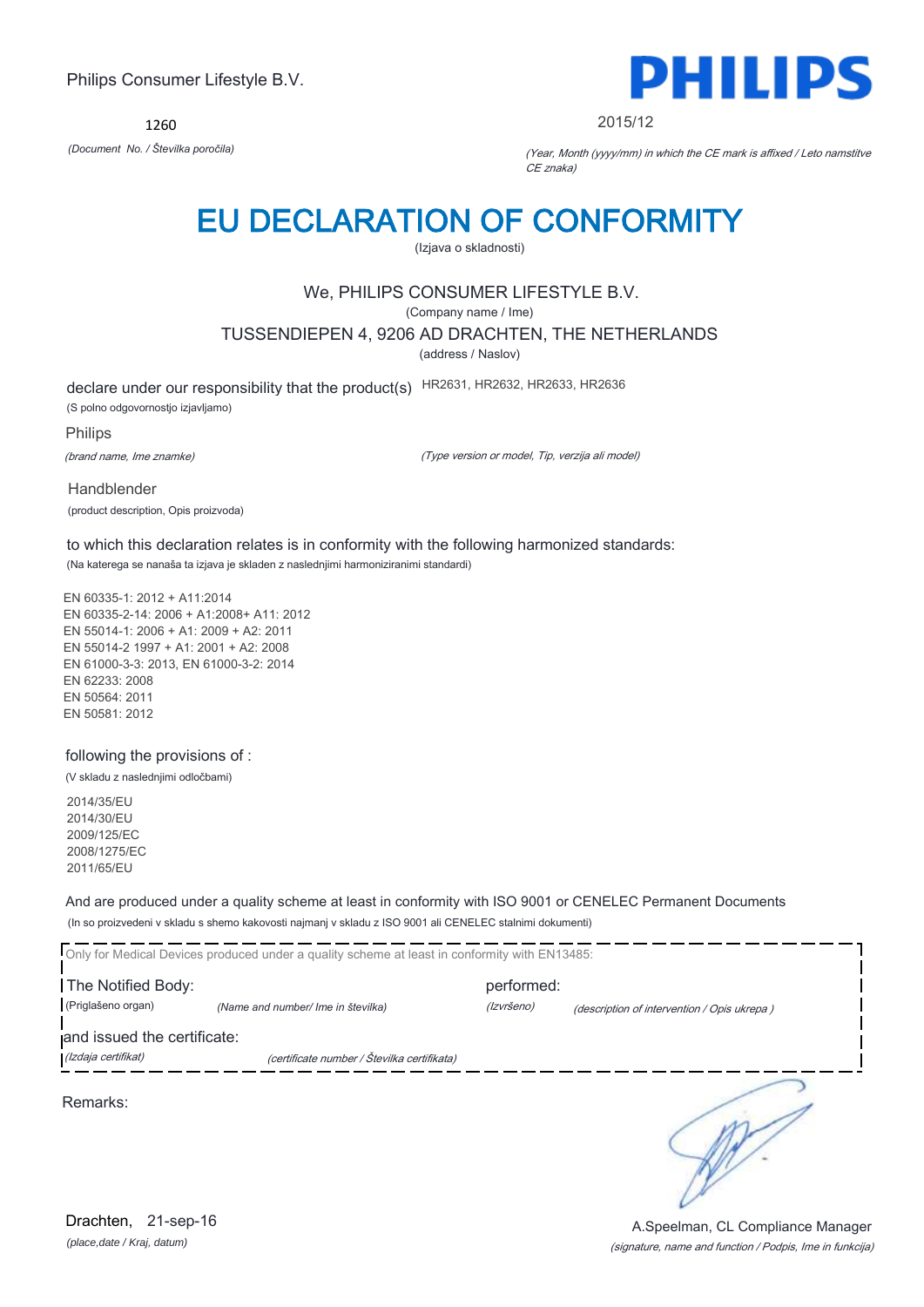Philips Consumer Lifestyle B.V.

1260

*(Document No. / Številka poročila)*

2015/12

*(Year, Month (yyyy/mm) in which the CE mark is affixed / Leto namstitve CE znaka)*

# EU DECLARATION OF CONFORMITY

(Izjava o skladnosti)

We, PHILIPS CONSUMER LIFESTYLE B.V.

(Company name / Ime)

TUSSENDIEPEN 4, 9206 AD DRACHTEN, THE NETHERLANDS

(address / Naslov)

declare under our responsibility that the product(s) HR2631, HR2632, HR2633, HR2636

(S polno odgovornostjo izjavljamo)

Philips

*(brand name, Ime znamke)*

*(Type version or model, Tip, verzija ali model)*

Handblender

(product description, Opis proizvoda)

to which this declaration relates is in conformity with the following harmonized standards:

(Na katerega se nanaša ta izjava je skladen z naslednjimi harmoniziranimi standardi)

EN 60335-1: 2012 + A11:2014
EN 60335-2-14: 2006 + A1:2008+ A11: 2012
EN 55014-1: 2006 + A1: 2009 + A2: 2011
EN 55014-2 1997 + A1: 2001 + A2: 2008
EN 61000-3-3: 2013, EN 61000-3-2: 2014
EN 62233: 2008
EN 50564: 2011
EN 50581: 2012

following the provisions of :

(V skladu z naslednjimi odločbami)

2014/35/EU
2014/30/EU
2009/125/EC
2008/1275/EC
2011/65/EU

And are produced under a quality scheme at least in conformity with ISO 9001 or CENELEC Permanent Documents

(In so proizvedeni v skladu s shemo kakovosti najmanj v skladu z ISO 9001 ali CENELEC stalnimi dokumenti)

Only for Medical Devices produced under a quality scheme at least in conformity with EN13485:

The Notified Body: performed:

(Priglašeno organ) *(Name and number/ Ime in številka)* *(Izvršeno)* *(description of intervention / Opis ukrepa )*

and issued the certificate:

*(Izdaja certifikat)* *(certificate number / Številka certifikata)*

Remarks:

Drachten, 21-sep-16

*(place,date / Kraj, datum)*

A.Speelman, CL Compliance Manager

*(signature, name and function / Podpis, Ime in funkcija)*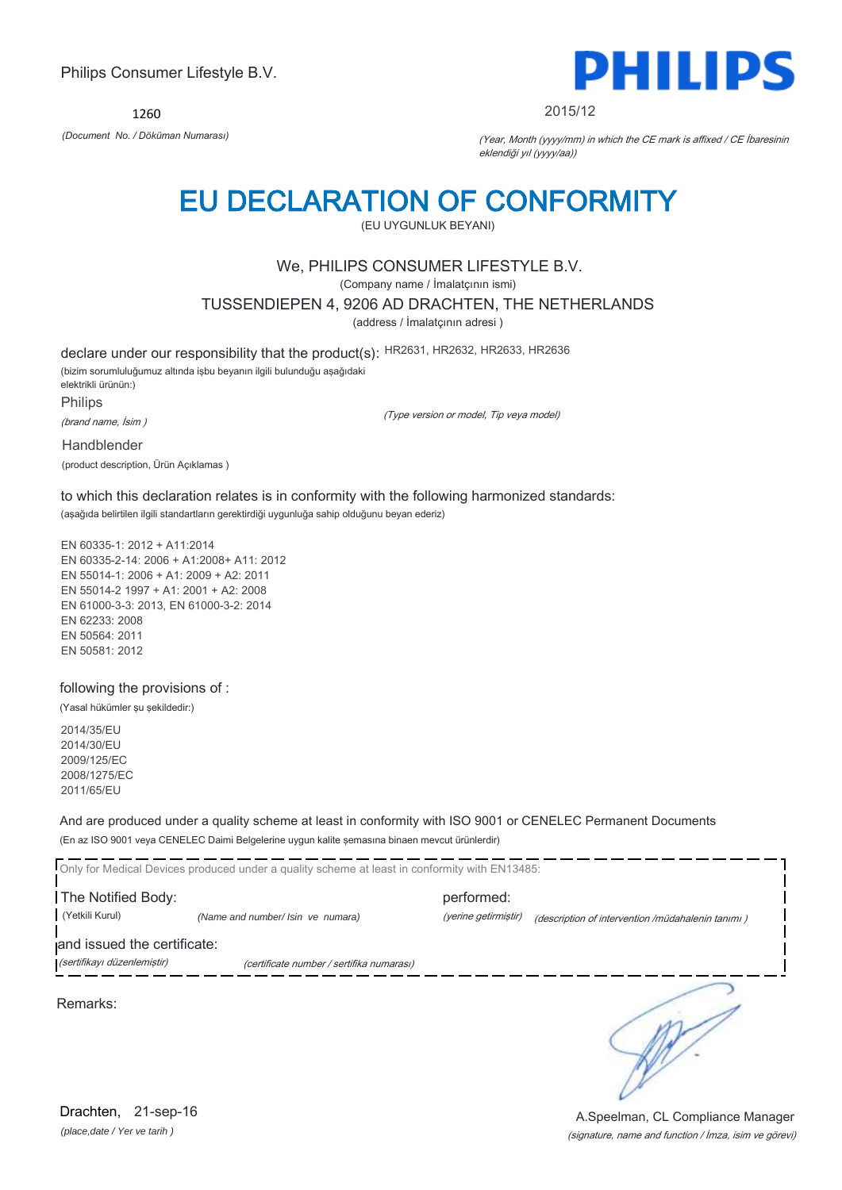Philips Consumer Lifestyle B.V.

**PHILIPS**

1260

*(Document No. / Döküman Numarası)*

2015/12

*(Year, Month (yyyy/mm) in which the CE mark is affixed / CE İbaresinin eklendiği yıl (yyyy/aa))*

# EU DECLARATION OF CONFORMITY

(EU UYGUNLUK BEYANI)

We, PHILIPS CONSUMER LIFESTYLE B.V.

(Company name / İmalatçının ismi)

TUSSENDIEPEN 4, 9206 AD DRACHTEN, THE NETHERLANDS

(address / İmalatçının adresi )

declare under our responsibility that the product(s): HR2631, HR2632, HR2633, HR2636

(bizim sorumluluğumuz altında işbu beyanın ilgili bulunduğu aşağıdaki elektrikli ürünün:)

Philips

*(brand name, İsim )*

*(Type version or model, Tip veya model)*

Handblender

(product description, Ürün Açıklamas )

to which this declaration relates is in conformity with the following harmonized standards:

(aşağıda belirtilen ilgili standartların gerektirdiği uygunluğa sahip olduğunu beyan ederiz)

EN 60335-1: 2012 + A11:2014
EN 60335-2-14: 2006 + A1:2008+ A11: 2012
EN 55014-1: 2006 + A1: 2009 + A2: 2011
EN 55014-2 1997 + A1: 2001 + A2: 2008
EN 61000-3-3: 2013, EN 61000-3-2: 2014
EN 62233: 2008
EN 50564: 2011
EN 50581: 2012

following the provisions of :

(Yasal hükümler şu şekildedir:)

2014/35/EU
2014/30/EU
2009/125/EC
2008/1275/EC
2011/65/EU

And are produced under a quality scheme at least in conformity with ISO 9001 or CENELEC Permanent Documents

(En az ISO 9001 veya CENELEC Daimi Belgelerine uygun kalite şemasına binaen mevcut ürünlerdir)

Only for Medical Devices produced under a quality scheme at least in conformity with EN13485:

The Notified Body: (Yetkili Kurul) *(Name and number/ Isin ve numara)* performed: *(yerine getirmiştir)* *(description of intervention /müdahalenin tanımı )*

and issued the certificate: *(sertifikayı düzenlemiştir)* *(certificate number / sertifika numarası)*

Remarks:

Drachten, 21-sep-16

*(place,date / Yer ve tarih )*

A.Speelman, CL Compliance Manager

*(signature, name and function / İmza, isim ve görevi)*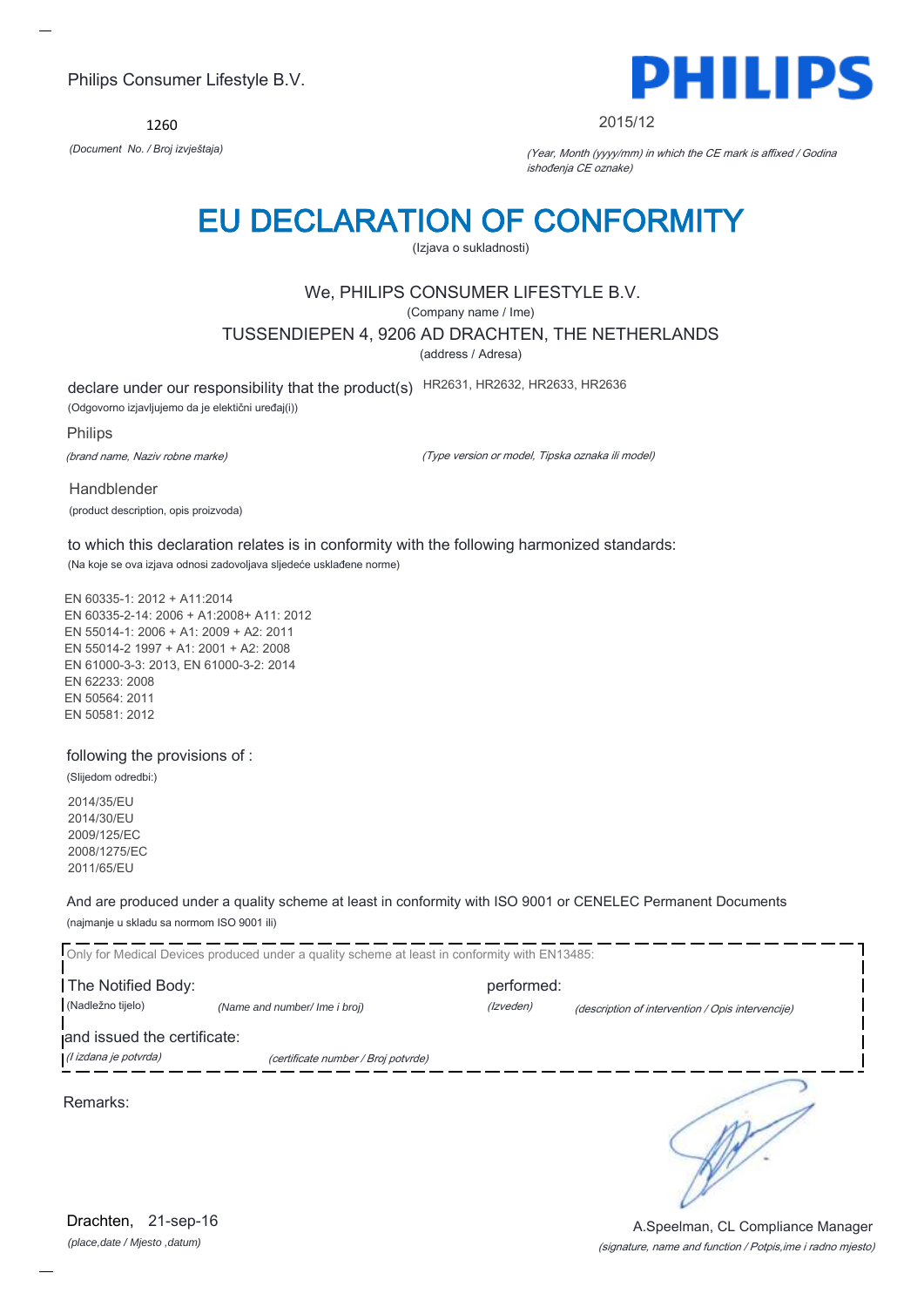Philips Consumer Lifestyle B.V.

PHILIPS

1260

*(Document No. / Broj izvještaja)*

2015/12

*(Year, Month (yyyy/mm) in which the CE mark is affixed / Godina ishođenja CE oznake)*

# EU DECLARATION OF CONFORMITY

(Izjava o sukladnosti)

We, PHILIPS CONSUMER LIFESTYLE B.V.

(Company name / Ime)

TUSSENDIEPEN 4, 9206 AD DRACHTEN, THE NETHERLANDS

(address / Adresa)

declare under our responsibility that the product(s) HR2631, HR2632, HR2633, HR2636

(Odgovorno izjavljujemo da je električni uređaj(i))

Philips

*(brand name, Naziv robne marke)* *(Type version or model, Tipska oznaka ili model)*

Handblender

(product description, opis proizvoda)

to which this declaration relates is in conformity with the following harmonized standards:

(Na koje se ova izjava odnosi zadovoljava sljedeće usklađene norme)

EN 60335-1: 2012 + A11:2014
EN 60335-2-14: 2006 + A1:2008+ A11: 2012
EN 55014-1: 2006 + A1: 2009 + A2: 2011
EN 55014-2 1997 + A1: 2001 + A2: 2008
EN 61000-3-3: 2013, EN 61000-3-2: 2014
EN 62233: 2008
EN 50564: 2011
EN 50581: 2012

following the provisions of :

(Slijedom odredbi:)

2014/35/EU
2014/30/EU
2009/125/EC
2008/1275/EC
2011/65/EU

And are produced under a quality scheme at least in conformity with ISO 9001 or CENELEC Permanent Documents

(najmanje u skladu sa normom ISO 9001 ili)

Only for Medical Devices produced under a quality scheme at least in conformity with EN13485:

The Notified Body: performed:

(Nadležno tijelo) *(Name and number/ Ime i broj)* *(Izveden)* *(description of intervention / Opis intervencije)*

and issued the certificate:

*(I izdana je potvrda)* *(certificate number / Broj potvrde)*

Remarks:

Drachten, 21-sep-16

*(place,date / Mjesto ,datum)*

A.Speelman, CL Compliance Manager

*(signature, name and function / Potpis,ime i radno mjesto)*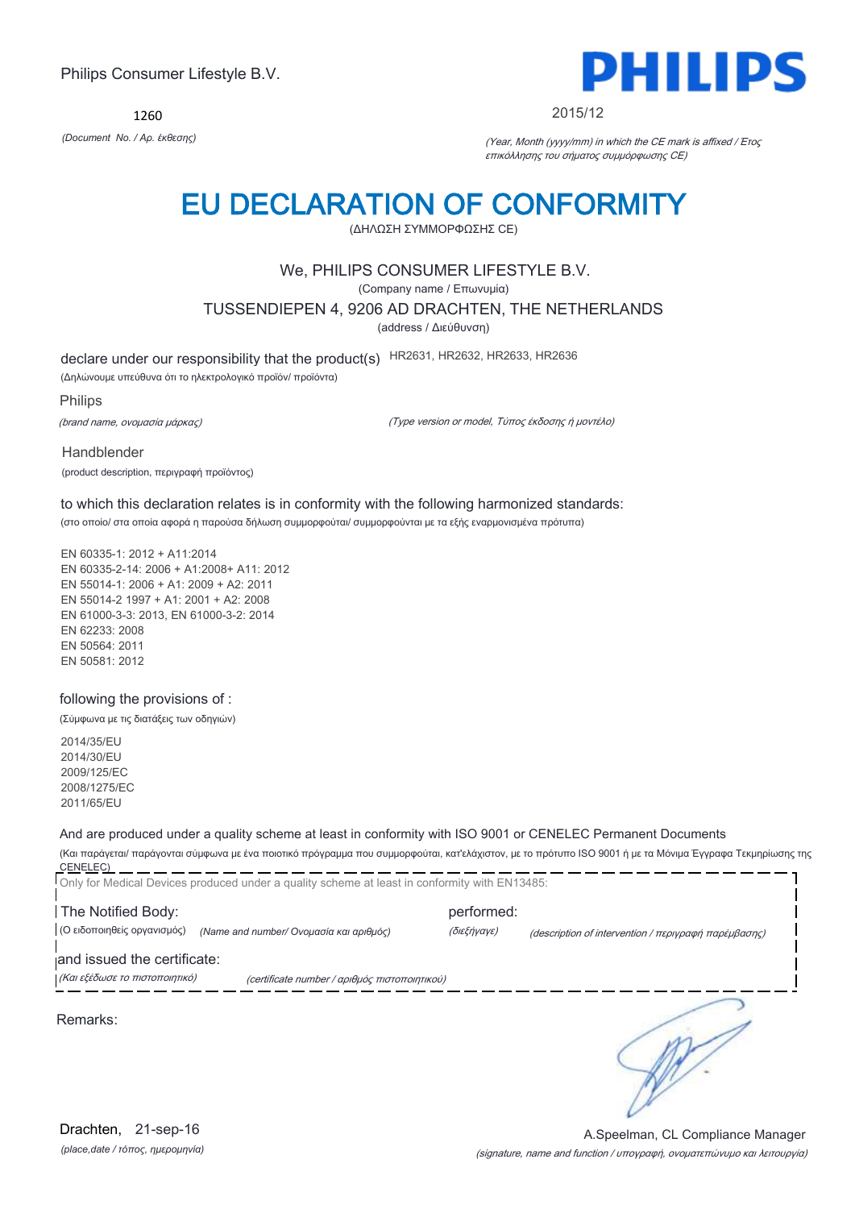Philips Consumer Lifestyle B.V.

**PHILIPS**

1260

*(Document No. / Αρ. έκθεσης)*

2015/12

*(Year, Month (yyyy/mm) in which the CE mark is affixed / Έτος επικόλλησης του σήματος συμμόρφωσης CE)*

# EU DECLARATION OF CONFORMITY

(ΔΗΛΩΣΗ ΣΥΜΜΟΡΦΩΣΗΣ CE)

We, PHILIPS CONSUMER LIFESTYLE B.V.

(Company name / Επωνυμία)

TUSSENDIEPEN 4, 9206 AD DRACHTEN, THE NETHERLANDS

(address / Διεύθυνση)

declare under our responsibility that the product(s) HR2631, HR2632, HR2633, HR2636

(Δηλώνουμε υπεύθυνα ότι το ηλεκτρολογικό προϊόν/ προϊόντα)

Philips

*(brand name, ονομασία μάρκας)* *(Type version or model, Τύπος έκδοσης ή μοντέλο)*

Handblender

(product description, περιγραφή προϊόντος)

to which this declaration relates is in conformity with the following harmonized standards:

(στο οποίο/ στα οποία αφορά η παρούσα δήλωση συμμορφούται/ συμμορφούνται με τα εξής εναρμονισμένα πρότυπα)

EN 60335-1: 2012 + A11:2014
EN 60335-2-14: 2006 + A1:2008+ A11: 2012
EN 55014-1: 2006 + A1: 2009 + A2: 2011
EN 55014-2 1997 + A1: 2001 + A2: 2008
EN 61000-3-3: 2013, EN 61000-3-2: 2014
EN 62233: 2008
EN 50564: 2011
EN 50581: 2012

following the provisions of :

(Σύμφωνα με τις διατάξεις των οδηγιών)

2014/35/EU
2014/30/EU
2009/125/EC
2008/1275/EC
2011/65/EU

And are produced under a quality scheme at least in conformity with ISO 9001 or CENELEC Permanent Documents

(Και παράγεται/ παράγονται σύμφωνα με ένα ποιοτικό πρόγραμμα που συμμορφούται, κατ'ελάχιστον, με το πρότυπο ISO 9001 ή με τα Μόνιμα Έγγραφα Τεκμηρίωσης της CENELEC)

Only for Medical Devices produced under a quality scheme at least in conformity with EN13485:

The Notified Body: performed:

(Ο ειδοποιηθείς οργανισμός) *(Name and number/ Ονομασία και αριθμός)* *(διεξήγαγε)* *(description of intervention / περιγραφή παρέμβασης)*

and issued the certificate:

*(Και εξέδωσε το πιστοποιητικό)* *(certificate number / αριθμός πιστοποιητικού)*

Remarks:

Drachten, 21-sep-16

*(place,date / τόπος, ημερομηνία)*

A.Speelman, CL Compliance Manager

*(signature, name and function / υπογραφή, ονοματεπώνυμο και λειτουργία)*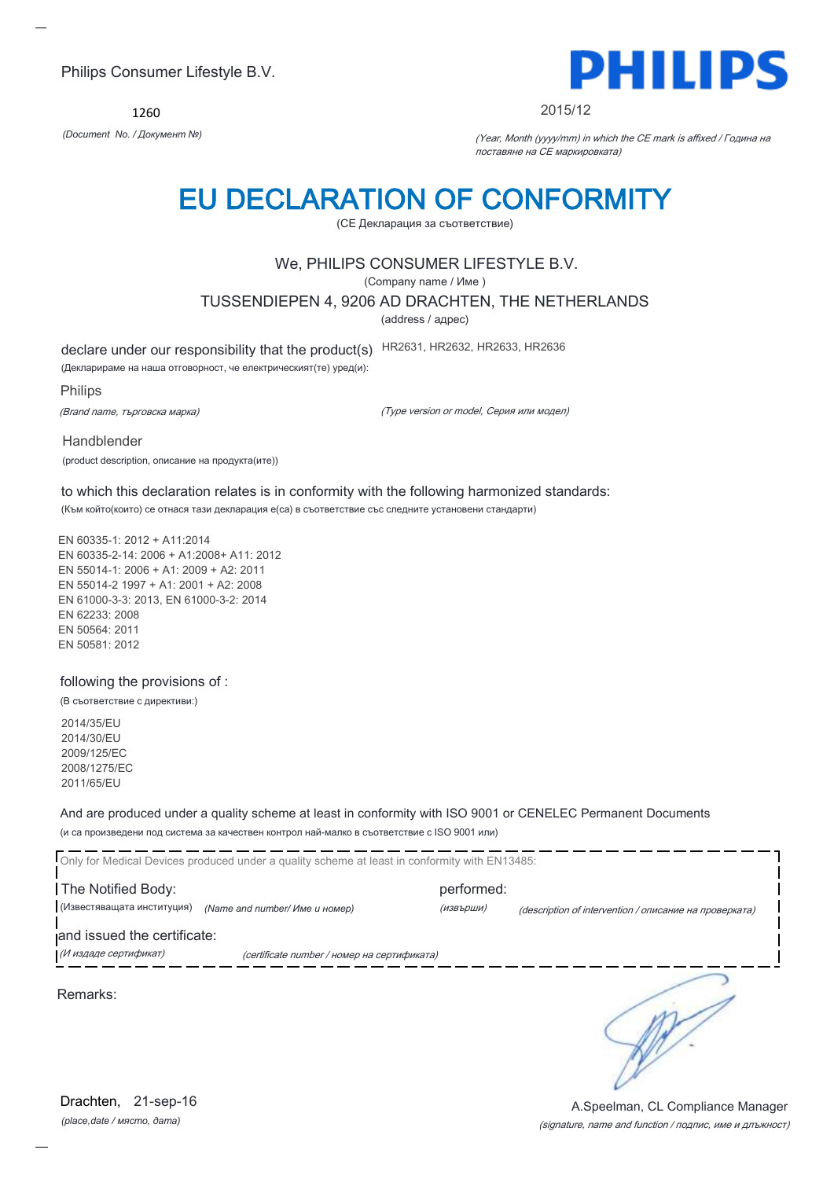Philips Consumer Lifestyle B.V.

**PHILIPS**

1260

*(Document No. / Документ №)*

2015/12

*(Year, Month (yyyy/mm) in which the CE mark is affixed / Година на поставяне на CE маркировката)*

# EU DECLARATION OF CONFORMITY

(CE Декларация за съответствие)

We, PHILIPS CONSUMER LIFESTYLE B.V.

(Company name / Име )

TUSSENDIEPEN 4, 9206 AD DRACHTEN, THE NETHERLANDS

(address / адрес)

declare under our responsibility that the product(s) HR2631, HR2632, HR2633, HR2636

(Декларираме на наша отговорност, че електрическият(те) уред(и):

Philips

*(Brand name, търговска марка)*

*(Type version or model, Серия или модел)*

Handblender

(product description, описание на продукта(ите))

to which this declaration relates is in conformity with the following harmonized standards:

(Към който(които) се отнася тази декларация е(са) в съответствие със следните установени стандарти)

EN 60335-1: 2012 + A11:2014
EN 60335-2-14: 2006 + A1:2008+ A11: 2012
EN 55014-1: 2006 + A1: 2009 + A2: 2011
EN 55014-2 1997 + A1: 2001 + A2: 2008
EN 61000-3-3: 2013, EN 61000-3-2: 2014
EN 62233: 2008
EN 50564: 2011
EN 50581: 2012

following the provisions of :

(В съответствие с директиви:)

2014/35/EU
2014/30/EU
2009/125/EC
2008/1275/EC
2011/65/EU

And are produced under a quality scheme at least in conformity with ISO 9001 or CENELEC Permanent Documents

(и са произведени под система за качествен контрол най-малко в съответствие с ISO 9001 или)

Only for Medical Devices produced under a quality scheme at least in conformity with EN13485:

The Notified Body: performed:

(Известяващата институция) *(Name and number/ Име и номер)* *(извърши)* *(description of intervention / описание на проверката)*

and issued the certificate:

*(И издаде сертификат)* *(certificate number / номер на сертификата)*

Remarks:

Drachten, 21-sep-16

*(place,date / място, дата)*

A.Speelman, CL Compliance Manager

*(signature, name and function / подпис, име и длъжност)*